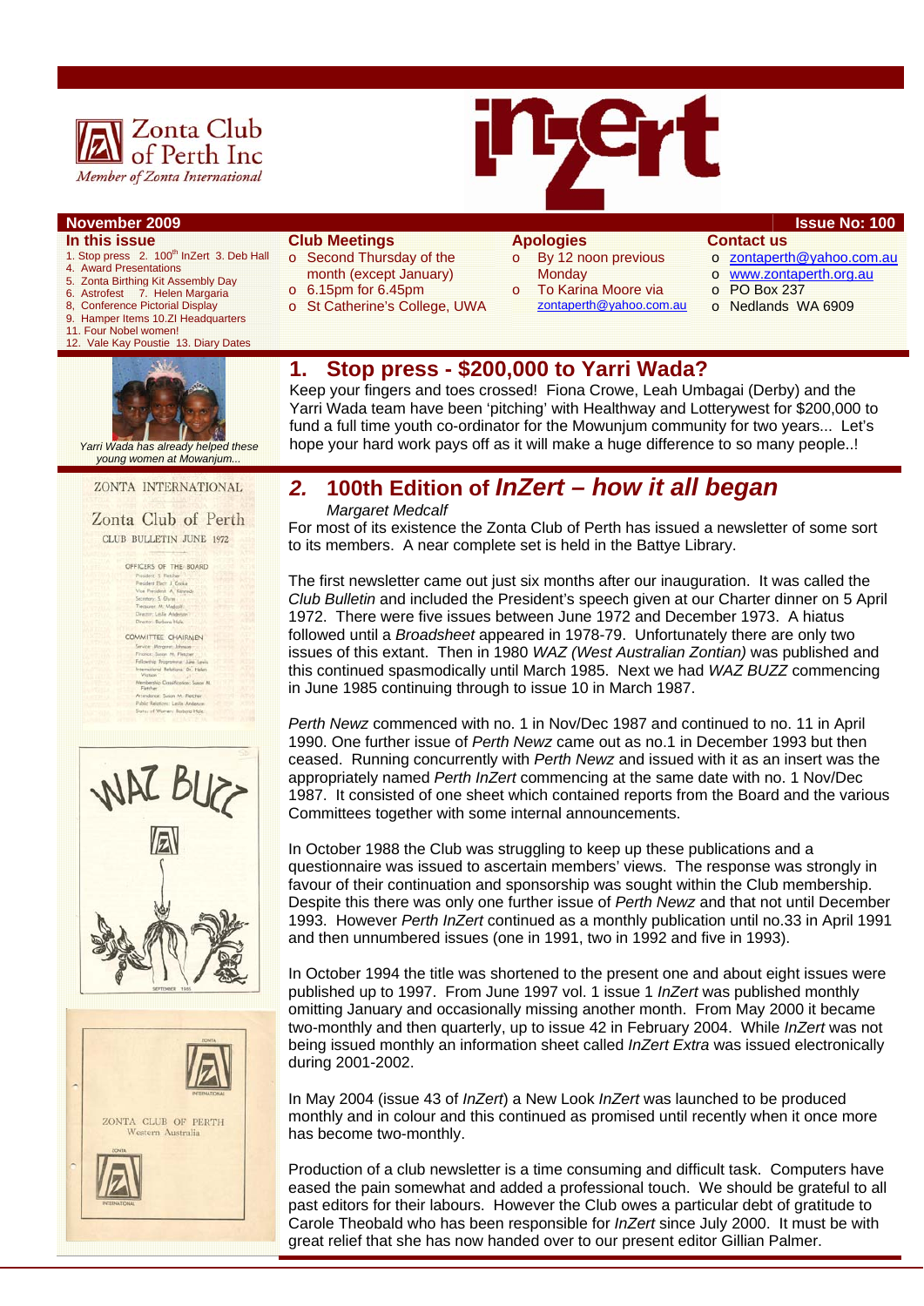Zonta Club of Perth Inc

*Member of Zonta International*

# InZert

**November 2009** **Issue No: 100**

**In this issue**

1. Stop press 2. 100th InZert 3. Deb Hall
4. Award Presentations
5. Zonta Birthing Kit Assembly Day
6. Astrofest 7. Helen Margaria
8. Conference Pictorial Display
9. Hamper Items 10. ZI Headquarters
11. Four Nobel women!
12. Vale Kay Poustie 13. Diary Dates

**Club Meetings**

- Second Thursday of the month (except January)
- 6.15pm for 6.45pm
- St Catherine's College, UWA

**Apologies**

- By 12 noon previous Monday
- To Karina Moore via zontaperth@yahoo.com.au

**Contact us**

- zontaperth@yahoo.com.au
- www.zontaperth.org.au
- PO Box 237
- Nedlands WA 6909

## 1. Stop press - $200,000 to Yarri Wada?

*Yarri Wada has already helped these young women at Mowanjum...*

Keep your fingers and toes crossed! Fiona Crowe, Leah Umbagai (Derby) and the Yarri Wada team have been 'pitching' with Healthway and Lotterywest for $200,000 to fund a full time youth co-ordinator for the Mowunjum community for two years... Let's hope your hard work pays off as it will make a huge difference to so many people..!

## *2.* 100th Edition of *InZert – how it all began*

*Margaret Medcalf*

For most of its existence the Zonta Club of Perth has issued a newsletter of some sort to its members. A near complete set is held in the Battye Library.

The first newsletter came out just six months after our inauguration. It was called the *Club Bulletin* and included the President's speech given at our Charter dinner on 5 April 1972. There were five issues between June 1972 and December 1973. A hiatus followed until a *Broadsheet* appeared in 1978-79. Unfortunately there are only two issues of this extant. Then in 1980 *WAZ (West Australian Zontian)* was published and this continued spasmodically until March 1985. Next we had *WAZ BUZZ* commencing in June 1985 continuing through to issue 10 in March 1987.

*Perth Newz* commenced with no. 1 in Nov/Dec 1987 and continued to no. 11 in April 1990. One further issue of *Perth Newz* came out as no.1 in December 1993 but then ceased. Running concurrently with *Perth Newz* and issued with it as an insert was the appropriately named *Perth InZert* commencing at the same date with no. 1 Nov/Dec 1987. It consisted of one sheet which contained reports from the Board and the various Committees together with some internal announcements.

In October 1988 the Club was struggling to keep up these publications and a questionnaire was issued to ascertain members' views. The response was strongly in favour of their continuation and sponsorship was sought within the Club membership. Despite this there was only one further issue of *Perth Newz* and that not until December 1993. However *Perth InZert* continued as a monthly publication until no.33 in April 1991 and then unnumbered issues (one in 1991, two in 1992 and five in 1993).

In October 1994 the title was shortened to the present one and about eight issues were published up to 1997. From June 1997 vol. 1 issue 1 *InZert* was published monthly omitting January and occasionally missing another month. From May 2000 it became two-monthly and then quarterly, up to issue 42 in February 2004. While *InZert* was not being issued monthly an information sheet called *InZert Extra* was issued electronically during 2001-2002.

In May 2004 (issue 43 of *InZert*) a New Look *InZert* was launched to be produced monthly and in colour and this continued as promised until recently when it once more has become two-monthly.

Production of a club newsletter is a time consuming and difficult task. Computers have eased the pain somewhat and added a professional touch. We should be grateful to all past editors for their labours. However the Club owes a particular debt of gratitude to Carole Theobald who has been responsible for *InZert* since July 2000. It must be with great relief that she has now handed over to our present editor Gillian Palmer.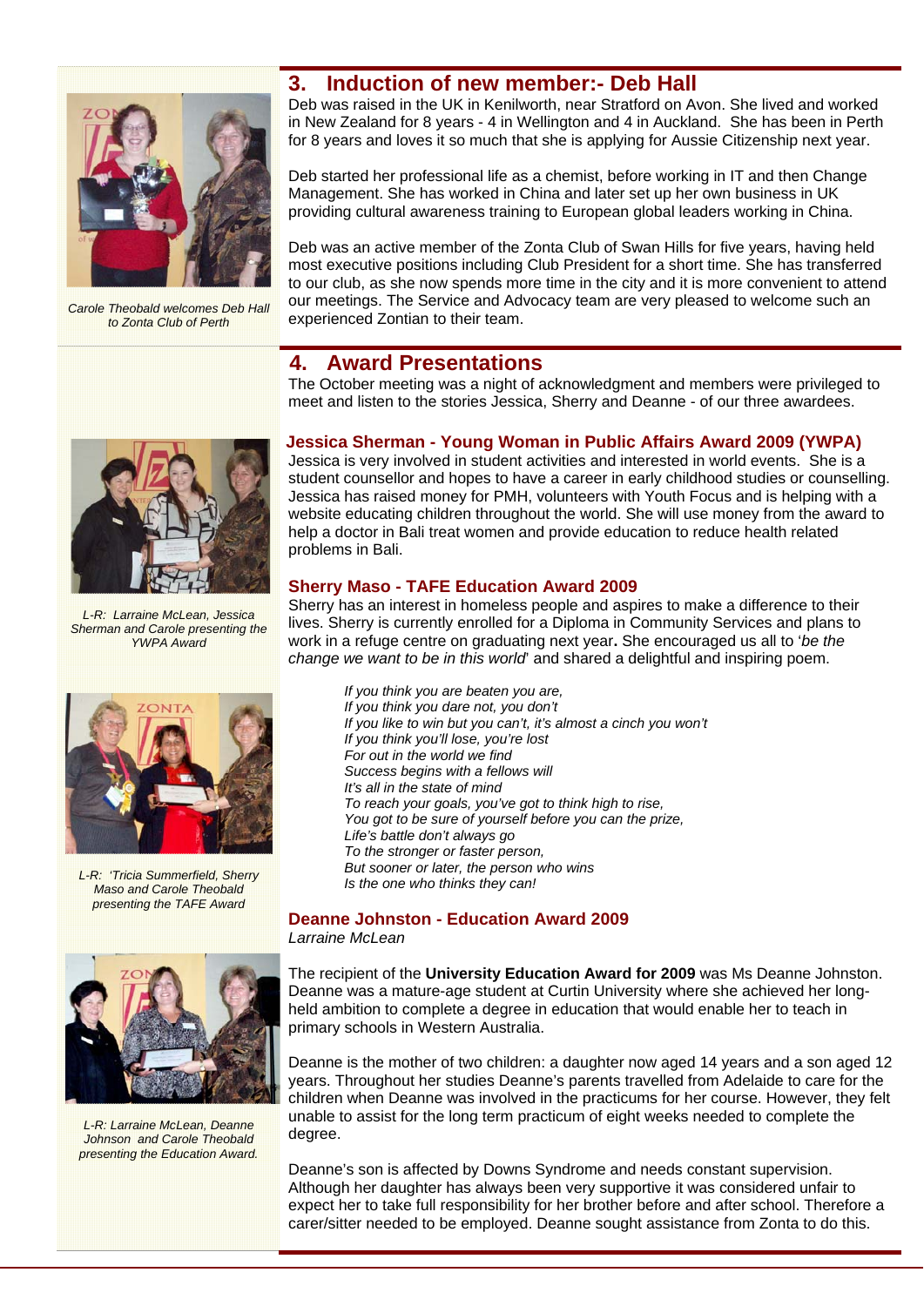## 3. Induction of new member:- Deb Hall

Carole Theobald welcomes Deb Hall to Zonta Club of Perth

Deb was raised in the UK in Kenilworth, near Stratford on Avon. She lived and worked in New Zealand for 8 years - 4 in Wellington and 4 in Auckland. She has been in Perth for 8 years and loves it so much that she is applying for Aussie Citizenship next year.

Deb started her professional life as a chemist, before working in IT and then Change Management. She has worked in China and later set up her own business in UK providing cultural awareness training to European global leaders working in China.

Deb was an active member of the Zonta Club of Swan Hills for five years, having held most executive positions including Club President for a short time. She has transferred to our club, as she now spends more time in the city and it is more convenient to attend our meetings. The Service and Advocacy team are very pleased to welcome such an experienced Zontian to their team.

## 4. Award Presentations

The October meeting was a night of acknowledgment and members were privileged to meet and listen to the stories Jessica, Sherry and Deanne - of our three awardees.

### Jessica Sherman - Young Woman in Public Affairs Award 2009 (YWPA)

*L-R: Larraine McLean, Jessica Sherman and Carole presenting the YWPA Award*

Jessica is very involved in student activities and interested in world events. She is a student counsellor and hopes to have a career in early childhood studies or counselling. Jessica has raised money for PMH, volunteers with Youth Focus and is helping with a website educating children throughout the world. She will use money from the award to help a doctor in Bali treat women and provide education to reduce health related problems in Bali.

### Sherry Maso - TAFE Education Award 2009

*L-R: 'Tricia Summerfield, Sherry Maso and Carole Theobald presenting the TAFE Award*

Sherry has an interest in homeless people and aspires to make a difference to their lives. Sherry is currently enrolled for a Diploma in Community Services and plans to work in a refuge centre on graduating next year**.** She encouraged us all to '*be the change we want to be in this world*' and shared a delightful and inspiring poem.

*If you think you are beaten you are,*
*If you think you dare not, you don't*
*If you like to win but you can't, it's almost a cinch you won't*
*If you think you'll lose, you're lost*
*For out in the world we find*
*Success begins with a fellows will*
*It's all in the state of mind*
*To reach your goals, you've got to think high to rise,*
*You got to be sure of yourself before you can the prize,*
*Life's battle don't always go*
*To the stronger or faster person,*
*But sooner or later, the person who wins*
*Is the one who thinks they can!*

### Deanne Johnston - Education Award 2009

*Larraine McLean*

*L-R: Larraine McLean, Deanne Johnson and Carole Theobald presenting the Education Award.*

The recipient of the **University Education Award for 2009** was Ms Deanne Johnston. Deanne was a mature-age student at Curtin University where she achieved her long-held ambition to complete a degree in education that would enable her to teach in primary schools in Western Australia.

Deanne is the mother of two children: a daughter now aged 14 years and a son aged 12 years. Throughout her studies Deanne's parents travelled from Adelaide to care for the children when Deanne was involved in the practicums for her course. However, they felt unable to assist for the long term practicum of eight weeks needed to complete the degree.

Deanne's son is affected by Downs Syndrome and needs constant supervision. Although her daughter has always been very supportive it was considered unfair to expect her to take full responsibility for her brother before and after school. Therefore a carer/sitter needed to be employed. Deanne sought assistance from Zonta to do this.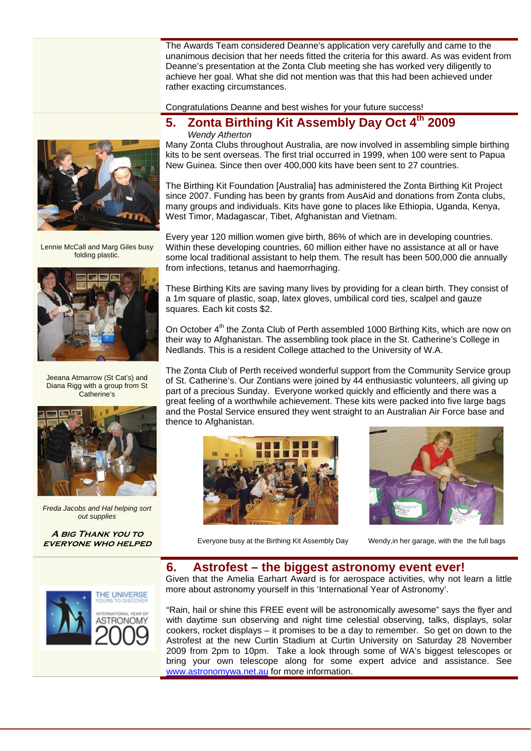The Awards Team considered Deanne's application very carefully and came to the unanimous decision that her needs fitted the criteria for this award. As was evident from Deanne's presentation at the Zonta Club meeting she has worked very diligently to achieve her goal. What she did not mention was that this had been achieved under rather exacting circumstances.

Congratulations Deanne and best wishes for your future success!

## 5. Zonta Birthing Kit Assembly Day Oct 4th 2009

*Wendy Atherton*

Many Zonta Clubs throughout Australia, are now involved in assembling simple birthing kits to be sent overseas. The first trial occurred in 1999, when 100 were sent to Papua New Guinea. Since then over 400,000 kits have been sent to 27 countries.

The Birthing Kit Foundation [Australia] has administered the Zonta Birthing Kit Project since 2007. Funding has been by grants from AusAid and donations from Zonta clubs, many groups and individuals. Kits have gone to places like Ethiopia, Uganda, Kenya, West Timor, Madagascar, Tibet, Afghanistan and Vietnam.

Every year 120 million women give birth, 86% of which are in developing countries. Within these developing countries, 60 million either have no assistance at all or have some local traditional assistant to help them. The result has been 500,000 die annually from infections, tetanus and haemorrhaging.

These Birthing Kits are saving many lives by providing for a clean birth. They consist of a 1m square of plastic, soap, latex gloves, umbilical cord ties, scalpel and gauze squares. Each kit costs $2.

On October 4th the Zonta Club of Perth assembled 1000 Birthing Kits, which are now on their way to Afghanistan. The assembling took place in the St. Catherine's College in Nedlands. This is a resident College attached to the University of W.A.

The Zonta Club of Perth received wonderful support from the Community Service group of St. Catherine's. Our Zontians were joined by 44 enthusiastic volunteers, all giving up part of a precious Sunday. Everyone worked quickly and efficiently and there was a great feeling of a worthwhile achievement. These kits were packed into five large bags and the Postal Service ensured they went straight to an Australian Air Force base and thence to Afghanistan.

Lennie McCall and Marg Giles busy folding plastic.

Jeeana Atmarrow (St Cat's) and Diana Rigg with a group from St Catherine's

*Freda Jacobs and Hal helping sort out supplies*

Everyone busy at the Birthing Kit Assembly Day

Wendy,in her garage, with the the full bags

***A BIG THANK YOU TO EVERYONE WHO HELPED***

## 6. Astrofest – the biggest astronomy event ever!

Given that the Amelia Earhart Award is for aerospace activities, why not learn a little more about astronomy yourself in this 'International Year of Astronomy'.

"Rain, hail or shine this FREE event will be astronomically awesome" says the flyer and with daytime sun observing and night time celestial observing, talks, displays, solar cookers, rocket displays – it promises to be a day to remember. So get on down to the Astrofest at the new Curtin Stadium at Curtin University on Saturday 28 November 2009 from 2pm to 10pm. Take a look through some of WA's biggest telescopes or bring your own telescope along for some expert advice and assistance. See www.astronomywa.net.au for more information.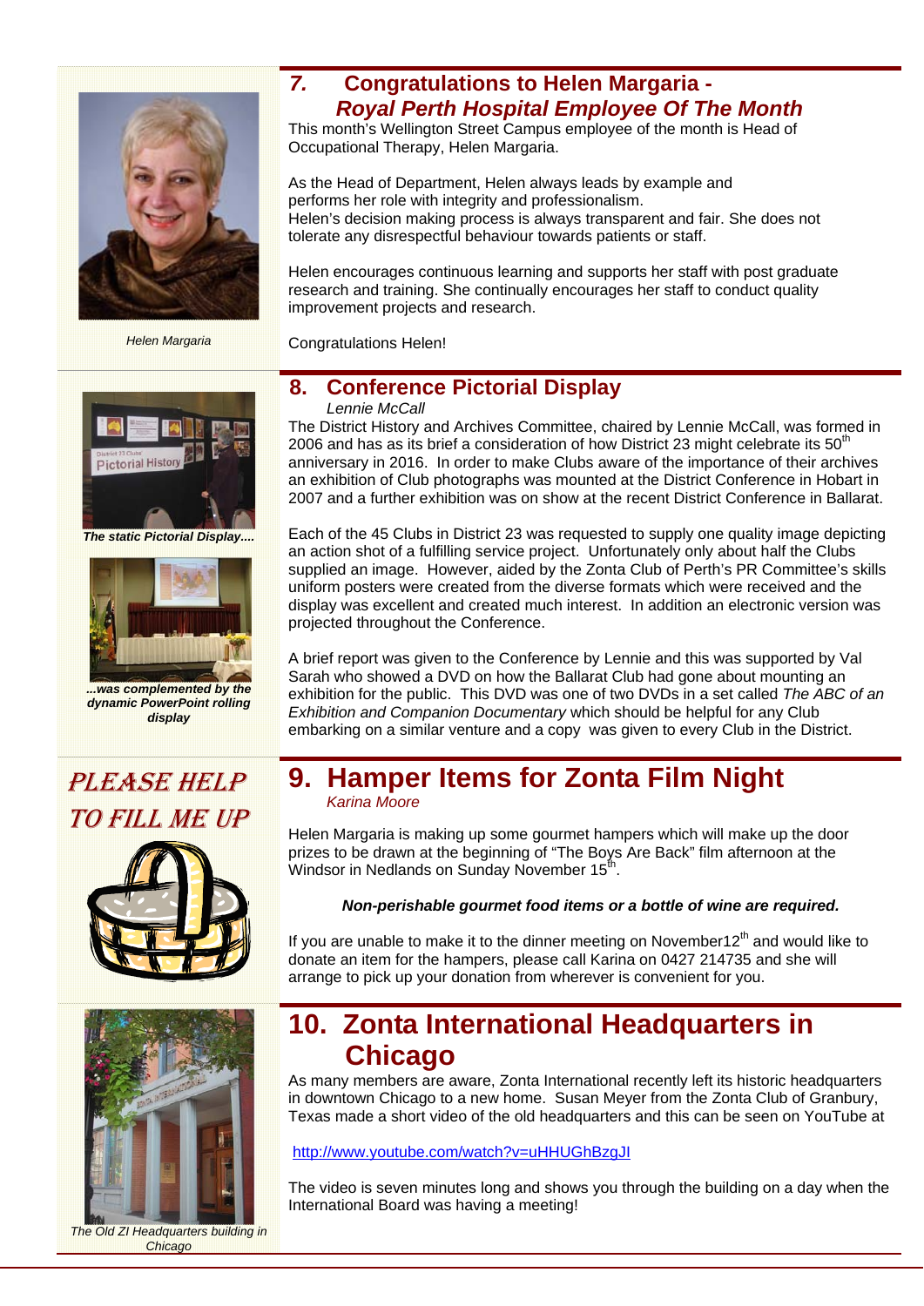## 7. Congratulations to Helen Margaria - *Royal Perth Hospital Employee Of The Month*

This month's Wellington Street Campus employee of the month is Head of Occupational Therapy, Helen Margaria.

As the Head of Department, Helen always leads by example and performs her role with integrity and professionalism.
Helen's decision making process is always transparent and fair. She does not tolerate any disrespectful behaviour towards patients or staff.

Helen encourages continuous learning and supports her staff with post graduate research and training. She continually encourages her staff to conduct quality improvement projects and research.

Congratulations Helen!

*Helen Margaria*

## 8. Conference Pictorial Display

*Lennie McCall*

The District History and Archives Committee, chaired by Lennie McCall, was formed in 2006 and has as its brief a consideration of how District 23 might celebrate its 50th anniversary in 2016. In order to make Clubs aware of the importance of their archives an exhibition of Club photographs was mounted at the District Conference in Hobart in 2007 and a further exhibition was on show at the recent District Conference in Ballarat.

Each of the 45 Clubs in District 23 was requested to supply one quality image depicting an action shot of a fulfilling service project. Unfortunately only about half the Clubs supplied an image. However, aided by the Zonta Club of Perth's PR Committee's skills uniform posters were created from the diverse formats which were received and the display was excellent and created much interest. In addition an electronic version was projected throughout the Conference.

A brief report was given to the Conference by Lennie and this was supported by Val Sarah who showed a DVD on how the Ballarat Club had gone about mounting an exhibition for the public. This DVD was one of two DVDs in a set called *The ABC of an Exhibition and Companion Documentary* which should be helpful for any Club embarking on a similar venture and a copy was given to every Club in the District.

***The static Pictorial Display....***

***...was complemented by the dynamic PowerPoint rolling display***

## 9. Hamper Items for Zonta Film Night

*Karina Moore*

*PLEASE HELP TO FILL ME UP*

Helen Margaria is making up some gourmet hampers which will make up the door prizes to be drawn at the beginning of "The Boys Are Back" film afternoon at the Windsor in Nedlands on Sunday November 15th.

***Non-perishable gourmet food items or a bottle of wine are required.***

If you are unable to make it to the dinner meeting on November12th and would like to donate an item for the hampers, please call Karina on 0427 214735 and she will arrange to pick up your donation from wherever is convenient for you.

## 10. Zonta International Headquarters in Chicago

As many members are aware, Zonta International recently left its historic headquarters in downtown Chicago to a new home. Susan Meyer from the Zonta Club of Granbury, Texas made a short video of the old headquarters and this can be seen on YouTube at

http://www.youtube.com/watch?v=uHHUGhBzgJI

The video is seven minutes long and shows you through the building on a day when the International Board was having a meeting!

*The Old ZI Headquarters building in Chicago*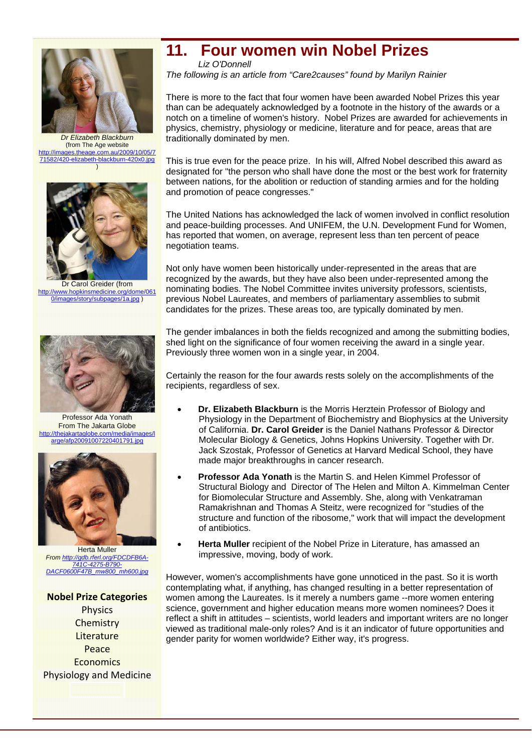# 11. Four women win Nobel Prizes

*Liz O'Donnell*

*The following is an article from "Care2causes" found by Marilyn Rainier*

There is more to the fact that four women have been awarded Nobel Prizes this year than can be adequately acknowledged by a footnote in the history of the awards or a notch on a timeline of women's history. Nobel Prizes are awarded for achievements in physics, chemistry, physiology or medicine, literature and for peace, areas that are traditionally dominated by men.

This is true even for the peace prize. In his will, Alfred Nobel described this award as designated for "the person who shall have done the most or the best work for fraternity between nations, for the abolition or reduction of standing armies and for the holding and promotion of peace congresses."

The United Nations has acknowledged the lack of women involved in conflict resolution and peace-building processes. And UNIFEM, the U.N. Development Fund for Women, has reported that women, on average, represent less than ten percent of peace negotiation teams.

Not only have women been historically under-represented in the areas that are recognized by the awards, but they have also been under-represented among the nominating bodies. The Nobel Committee invites university professors, scientists, previous Nobel Laureates, and members of parliamentary assemblies to submit candidates for the prizes. These areas too, are typically dominated by men.

The gender imbalances in both the fields recognized and among the submitting bodies, shed light on the significance of four women receiving the award in a single year. Previously three women won in a single year, in 2004.

Certainly the reason for the four awards rests solely on the accomplishments of the recipients, regardless of sex.

- **Dr. Elizabeth Blackburn** is the Morris Herztein Professor of Biology and Physiology in the Department of Biochemistry and Biophysics at the University of California. **Dr. Carol Greider** is the Daniel Nathans Professor & Director Molecular Biology & Genetics, Johns Hopkins University. Together with Dr. Jack Szostak, Professor of Genetics at Harvard Medical School, they have made major breakthroughs in cancer research.
- **Professor Ada Yonath** is the Martin S. and Helen Kimmel Professor of Structural Biology and Director of The Helen and Milton A. Kimmelman Center for Biomolecular Structure and Assembly. She, along with Venkatraman Ramakrishnan and Thomas A Steitz, were recognized for "studies of the structure and function of the ribosome," work that will impact the development of antibiotics.
- **Herta Muller** recipient of the Nobel Prize in Literature, has amassed an impressive, moving, body of work.

However, women's accomplishments have gone unnoticed in the past. So it is worth contemplating what, if anything, has changed resulting in a better representation of women among the Laureates. Is it merely a numbers game --more women entering science, government and higher education means more women nominees? Does it reflect a shift in attitudes – scientists, world leaders and important writers are no longer viewed as traditional male-only roles? And is it an indicator of future opportunities and gender parity for women worldwide? Either way, it's progress.

*Dr Elizabeth Blackburn*
(from The Age website http://images.theage.com.au/2009/10/05/771582/420-elizabeth-blackburn-420x0.jpg )

Dr Carol Greider (from http://www.hopkinsmedicine.org/dome/0610/images/story/subpages/1a.jpg )

Professor Ada Yonath
From The Jakarta Globe
http://thejakartaglobe.com/media/images/large/afp20091007220401791.jpg

Herta Muller
*From http://gdb.rferl.org/FDCDFB6A-741C-4275-B790-DACF0600F47B_mw800_mh600.jpg*

**Nobel Prize Categories**

Physics
Chemistry
Literature
Peace
Economics
Physiology and Medicine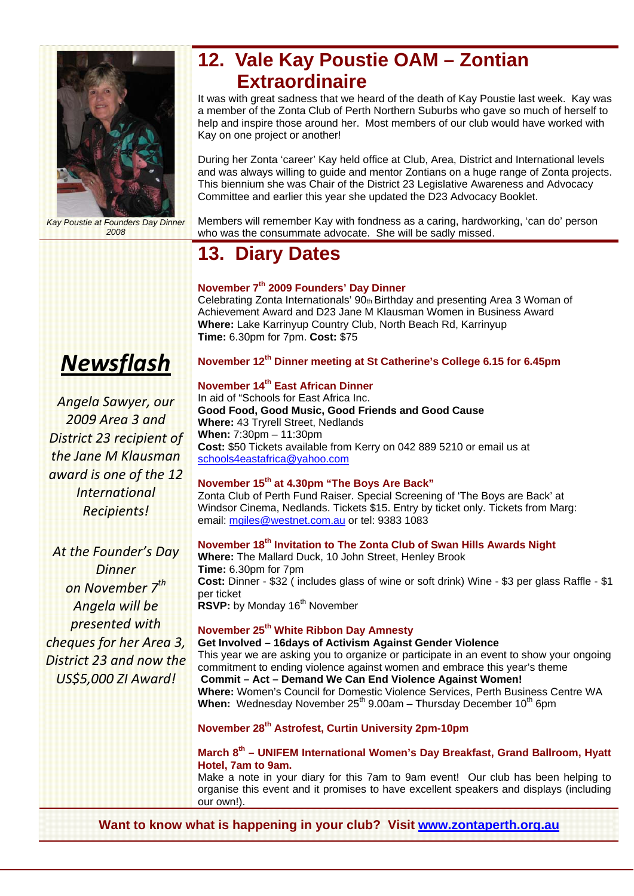## 12. Vale Kay Poustie OAM – Zontian Extraordinaire

Kay Poustie at Founders Day Dinner 2008

It was with great sadness that we heard of the death of Kay Poustie last week. Kay was a member of the Zonta Club of Perth Northern Suburbs who gave so much of herself to help and inspire those around her. Most members of our club would have worked with Kay on one project or another!

During her Zonta 'career' Kay held office at Club, Area, District and International levels and was always willing to guide and mentor Zontians on a huge range of Zonta projects. This biennium she was Chair of the District 23 Legislative Awareness and Advocacy Committee and earlier this year she updated the D23 Advocacy Booklet.

Members will remember Kay with fondness as a caring, hardworking, 'can do' person who was the consummate advocate. She will be sadly missed.

## 13. Diary Dates

**November 7th 2009 Founders' Day Dinner**
Celebrating Zonta Internationals' 90th Birthday and presenting Area 3 Woman of Achievement Award and D23 Jane M Klausman Women in Business Award
**Where:** Lake Karrinyup Country Club, North Beach Rd, Karrinyup
**Time:** 6.30pm for 7pm. **Cost:** $75

**November 12th Dinner meeting at St Catherine's College 6.15 for 6.45pm**

**November 14th East African Dinner**
In aid of "Schools for East Africa Inc.
**Good Food, Good Music, Good Friends and Good Cause**
**Where:** 43 Tyrell Street, Nedlands
**When:** 7:30pm – 11:30pm
**Cost:** $50 Tickets available from Kerry on 042 889 5210 or email us at schools4eastafrica@yahoo.com

**November 15th at 4.30pm "The Boys Are Back"**
Zonta Club of Perth Fund Raiser. Special Screening of 'The Boys are Back' at Windsor Cinema, Nedlands. Tickets $15. Entry by ticket only. Tickets from Marg: email: mgiles@westnet.com.au or tel: 9383 1083

**November 18th Invitation to The Zonta Club of Swan Hills Awards Night**
**Where:** The Mallard Duck, 10 John Street, Henley Brook
**Time:** 6.30pm for 7pm
**Cost:** Dinner - $32 ( includes glass of wine or soft drink) Wine - $3 per glass Raffle - $1 per ticket
**RSVP:** by Monday 16th November

**November 25th White Ribbon Day Amnesty**
**Get Involved – 16days of Activism Against Gender Violence**
This year we are asking you to organize or participate in an event to show your ongoing commitment to ending violence against women and embrace this year's theme
**Commit – Act – Demand We Can End Violence Against Women!**
**Where:** Women's Council for Domestic Violence Services, Perth Business Centre WA
**When:** Wednesday November 25th 9.00am – Thursday December 10th 6pm

**November 28th Astrofest, Curtin University 2pm-10pm**

**March 8th – UNIFEM International Women's Day Breakfast, Grand Ballroom, Hyatt Hotel, 7am to 9am.**
Make a note in your diary for this 7am to 9am event! Our club has been helping to organise this event and it promises to have excellent speakers and displays (including our own!).

## *Newsflash*

*Angela Sawyer, our 2009 Area 3 and District 23 recipient of the Jane M Klausman award is one of the 12 International Recipients!*

*At the Founder's Day Dinner on November 7th Angela will be presented with cheques for her Area 3, District 23 and now the US$5,000 ZI Award!*

**Want to know what is happening in your club? Visit www.zontaperth.org.au**